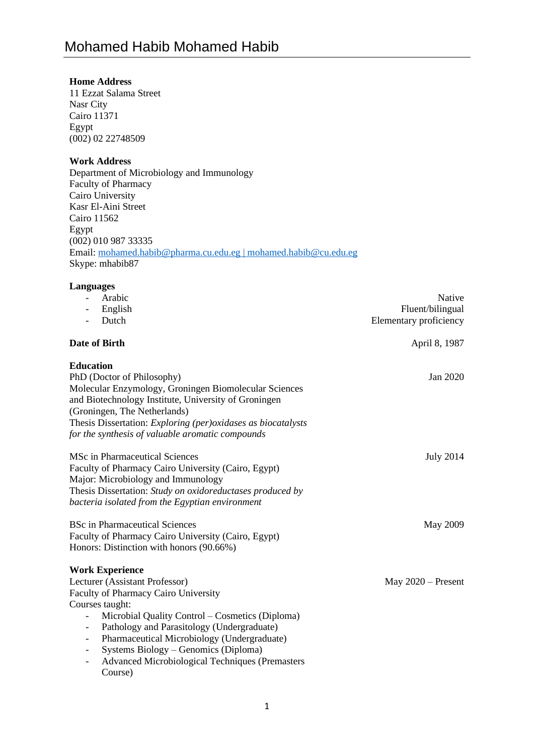# Mohamed Habib Mohamed Habib

**Home Address**
11 Ezzat Salama Street
Nasr City
Cairo 11371
Egypt
(002) 02 22748509

**Work Address**
Department of Microbiology and Immunology
Faculty of Pharmacy
Cairo University
Kasr El-Aini Street
Cairo 11562
Egypt
(002) 010 987 33335
Email: mohamed.habib@pharma.cu.edu.eg | mohamed.habib@cu.edu.eg
Skype: mhabib87

**Languages**

- Arabic — Native
- English — Fluent/bilingual
- Dutch — Elementary proficiency

**Date of Birth** — April 8, 1987

**Education**

PHD (Doctor of Philosophy) — Jan 2020
Molecular Enzymology, Groningen Biomolecular Sciences and Biotechnology Institute, University of Groningen (Groningen, The Netherlands)
Thesis Dissertation: *Exploring (per)oxidases as biocatalysts for the synthesis of valuable aromatic compounds*

MSc in Pharmaceutical Sciences — July 2014
Faculty of Pharmacy Cairo University (Cairo, Egypt)
Major: Microbiology and Immunology
Thesis Dissertation: *Study on oxidoreductases produced by bacteria isolated from the Egyptian environment*

BSc in Pharmaceutical Sciences — May 2009
Faculty of Pharmacy Cairo University (Cairo, Egypt)
Honors: Distinction with honors (90.66%)

**Work Experience**

Lecturer (Assistant Professor) — May 2020 – Present
Faculty of Pharmacy Cairo University
Courses taught:

- Microbial Quality Control – Cosmetics (Diploma)
- Pathology and Parasitology (Undergraduate)
- Pharmaceutical Microbiology (Undergraduate)
- Systems Biology – Genomics (Diploma)
- Advanced Microbiological Techniques (Premasters Course)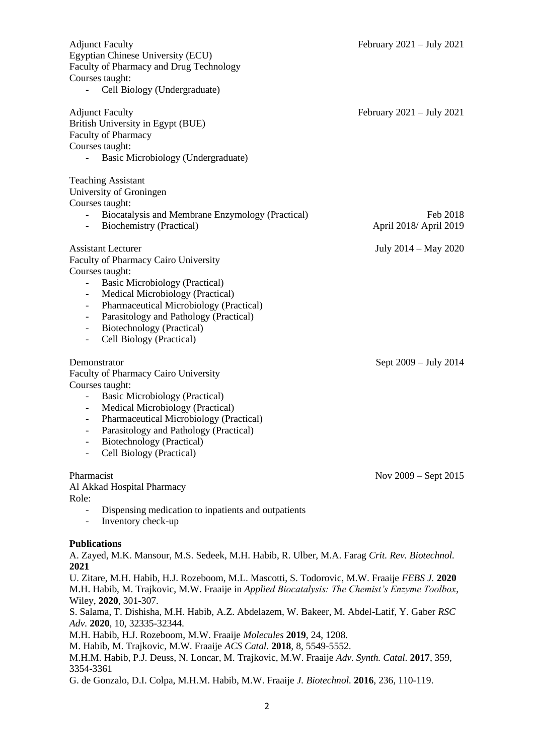Adjunct Faculty — February 2021 – July 2021
Egyptian Chinese University (ECU)
Faculty of Pharmacy and Drug Technology
Courses taught:

- Cell Biology (Undergraduate)

Adjunct Faculty — February 2021 – July 2021
British University in Egypt (BUE)
Faculty of Pharmacy
Courses taught:

- Basic Microbiology (Undergraduate)

Teaching Assistant
University of Groningen
Courses taught:

- Biocatalysis and Membrane Enzymology (Practical) — Feb 2018
- Biochemistry (Practical) — April 2018/ April 2019

Assistant Lecturer — July 2014 – May 2020
Faculty of Pharmacy Cairo University
Courses taught:

- Basic Microbiology (Practical)
- Medical Microbiology (Practical)
- Pharmaceutical Microbiology (Practical)
- Parasitology and Pathology (Practical)
- Biotechnology (Practical)
- Cell Biology (Practical)

Demonstrator — Sept 2009 – July 2014
Faculty of Pharmacy Cairo University
Courses taught:

- Basic Microbiology (Practical)
- Medical Microbiology (Practical)
- Pharmaceutical Microbiology (Practical)
- Parasitology and Pathology (Practical)
- Biotechnology (Practical)
- Cell Biology (Practical)

Pharmacist — Nov 2009 – Sept 2015
Al Akkad Hospital Pharmacy
Role:

- Dispensing medication to inpatients and outpatients
- Inventory check-up

**Publications**

A. Zayed, M.K. Mansour, M.S. Sedeek, M.H. Habib, R. Ulber, M.A. Farag *Crit. Rev. Biotechnol.* **2021**

U. Zitare, M.H. Habib, H.J. Rozeboom, M.L. Mascotti, S. Todorovic, M.W. Fraaije *FEBS J.* **2020**

M.H. Habib, M. Trajkovic, M.W. Fraaije in *Applied Biocatalysis: The Chemist's Enzyme Toolbox*, Wiley, **2020**, 301-307.

S. Salama, T. Dishisha, M.H. Habib, A.Z. Abdelazem, W. Bakeer, M. Abdel-Latif, Y. Gaber *RSC Adv.* **2020**, 10, 32335-32344.

M.H. Habib, H.J. Rozeboom, M.W. Fraaije *Molecules* **2019**, 24, 1208.

M. Habib, M. Trajkovic, M.W. Fraaije *ACS Catal.* **2018**, 8, 5549-5552.

M.H.M. Habib, P.J. Deuss, N. Loncar, M. Trajkovic, M.W. Fraaije *Adv. Synth. Catal.* **2017**, 359, 3354-3361

G. de Gonzalo, D.I. Colpa, M.H.M. Habib, M.W. Fraaije *J. Biotechnol.* **2016**, 236, 110-119.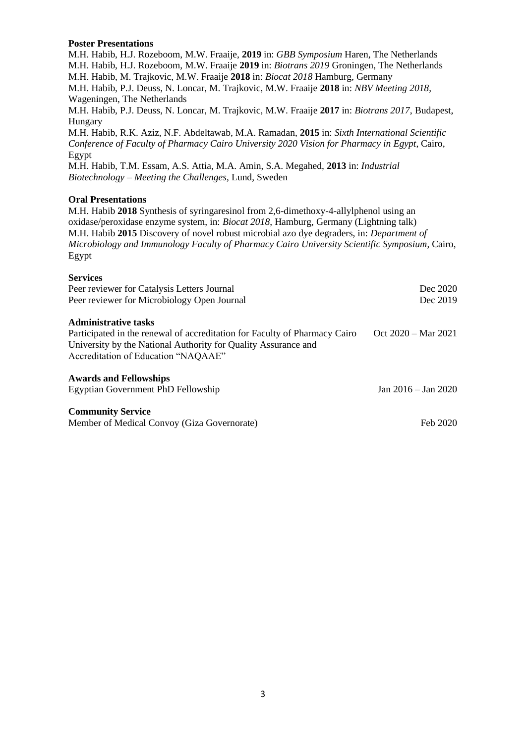**Poster Presentations**

M.H. Habib, H.J. Rozeboom, M.W. Fraaije, **2019** in: *GBB Symposium* Haren, The Netherlands
M.H. Habib, H.J. Rozeboom, M.W. Fraaije **2019** in: *Biotrans 2019* Groningen, The Netherlands
M.H. Habib, M. Trajkovic, M.W. Fraaije **2018** in: *Biocat 2018* Hamburg, Germany
M.H. Habib, P.J. Deuss, N. Loncar, M. Trajkovic, M.W. Fraaije **2018** in: *NBV Meeting 2018*, Wageningen, The Netherlands
M.H. Habib, P.J. Deuss, N. Loncar, M. Trajkovic, M.W. Fraaije **2017** in: *Biotrans 2017*, Budapest, Hungary
M.H. Habib, R.K. Aziz, N.F. Abdeltawab, M.A. Ramadan, **2015** in: *Sixth International Scientific Conference of Faculty of Pharmacy Cairo University 2020 Vision for Pharmacy in Egypt*, Cairo, Egypt
M.H. Habib, T.M. Essam, A.S. Attia, M.A. Amin, S.A. Megahed, **2013** in: *Industrial Biotechnology – Meeting the Challenges*, Lund, Sweden

**Oral Presentations**

M.H. Habib **2018** Synthesis of syringaresinol from 2,6-dimethoxy-4-allylphenol using an oxidase/peroxidase enzyme system, in: *Biocat 2018*, Hamburg, Germany (Lightning talk)
M.H. Habib **2015** Discovery of novel robust microbial azo dye degraders, in: *Department of Microbiology and Immunology Faculty of Pharmacy Cairo University Scientific Symposium*, Cairo, Egypt

**Services**

Peer reviewer for Catalysis Letters Journal — Dec 2020
Peer reviewer for Microbiology Open Journal — Dec 2019

**Administrative tasks**

Participated in the renewal of accreditation for Faculty of Pharmacy Cairo University by the National Authority for Quality Assurance and Accreditation of Education "NAQAAE" — Oct 2020 – Mar 2021

**Awards and Fellowships**

Egyptian Government PhD Fellowship — Jan 2016 – Jan 2020

**Community Service**

Member of Medical Convoy (Giza Governorate) — Feb 2020